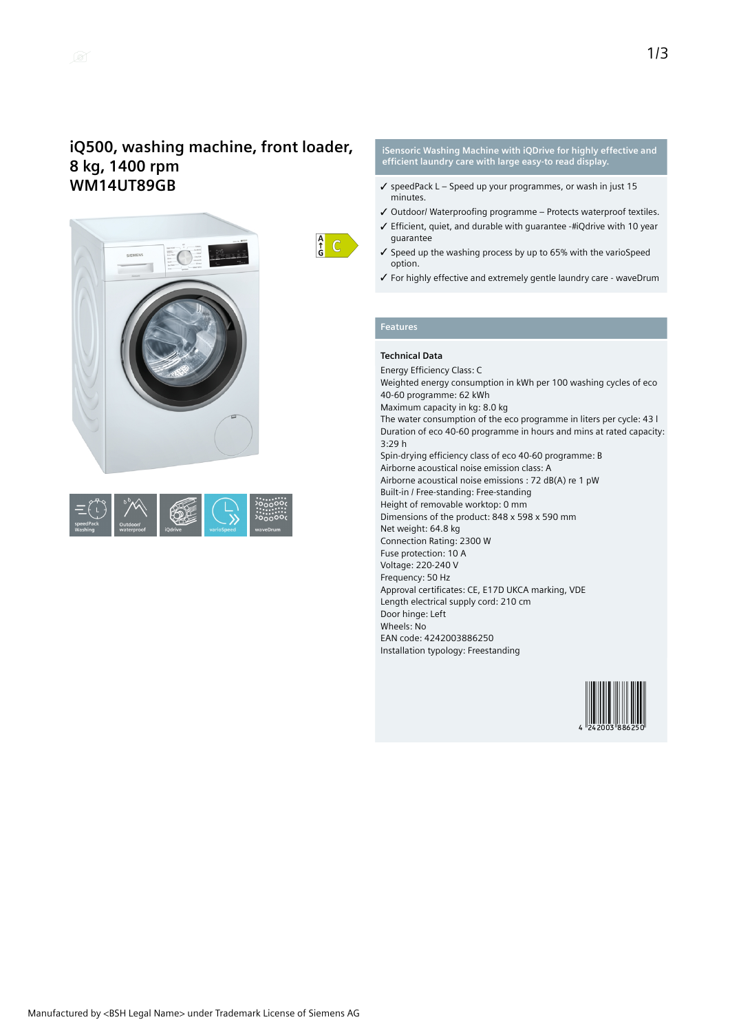# iQ500, washing machine, front loader, 8 kg, 1400 rpm
# WM14UT89GB

A ↑ G C

speedPack Washing | Outdoor/ waterproof | iQdrive | varioSpeed | waveDrum

## iSensoric Washing Machine with iQDrive for highly effective and efficient laundry care with large easy-to read display.

- ✓ speedPack L – Speed up your programmes, or wash in just 15 minutes.
- ✓ Outdoor/ Waterproofing programme – Protects waterproof textiles.
- ✓ Efficient, quiet, and durable with guarantee -#iQdrive with 10 year guarantee
- ✓ Speed up the washing process by up to 65% with the varioSpeed option.
- ✓ For highly effective and extremely gentle laundry care - waveDrum

## Features

**Technical Data**

Energy Efficiency Class: C
Weighted energy consumption in kWh per 100 washing cycles of eco 40-60 programme: 62 kWh
Maximum capacity in kg: 8.0 kg
The water consumption of the eco programme in liters per cycle: 43 l
Duration of eco 40-60 programme in hours and mins at rated capacity: 3:29 h
Spin-drying efficiency class of eco 40-60 programme: B
Airborne acoustical noise emission class: A
Airborne acoustical noise emissions : 72 dB(A) re 1 pW
Built-in / Free-standing: Free-standing
Height of removable worktop: 0 mm
Dimensions of the product: 848 x 598 x 590 mm
Net weight: 64.8 kg
Connection Rating: 2300 W
Fuse protection: 10 A
Voltage: 220-240 V
Frequency: 50 Hz
Approval certificates: CE, E17D UKCA marking, VDE
Length electrical supply cord: 210 cm
Door hinge: Left
Wheels: No
EAN code: 4242003886250
Installation typology: Freestanding

4 242003 886250

Manufactured by <BSH Legal Name> under Trademark License of Siemens AG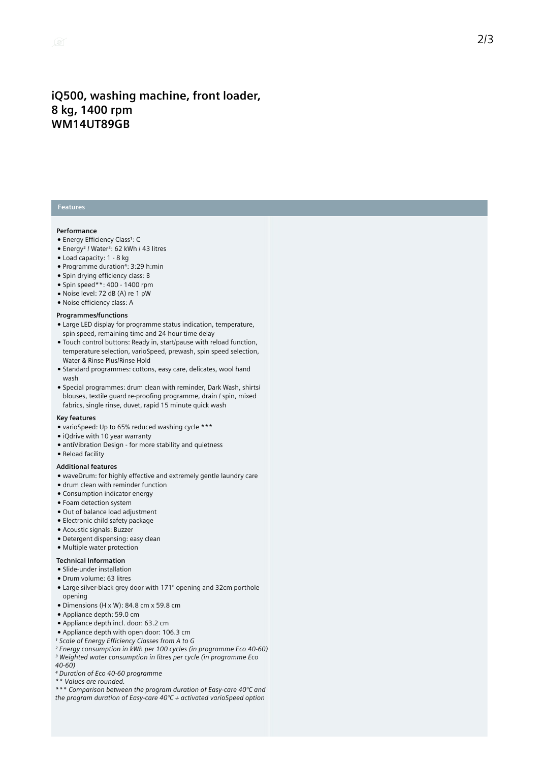# iQ500, washing machine, front loader, 8 kg, 1400 rpm
# WM14UT89GB

## Features

### Performance

- Energy Efficiency Class[1]: C
- Energy[2] / Water[3]: 62 kWh / 43 litres
- Load capacity: 1 - 8 kg
- Programme duration[4]: 3:29 h:min
- Spin drying efficiency class: B
- Spin speed**: 400 - 1400 rpm
- Noise level: 72 dB (A) re 1 pW
- Noise efficiency class: A

### Programmes/functions

- Large LED display for programme status indication, temperature, spin speed, remaining time and 24 hour time delay
- Touch control buttons: Ready in, start/pause with reload function, temperature selection, varioSpeed, prewash, spin speed selection, Water & Rinse Plus/Rinse Hold
- Standard programmes: cottons, easy care, delicates, wool hand wash
- Special programmes: drum clean with reminder, Dark Wash, shirts/ blouses, textile guard re-proofing programme, drain / spin, mixed fabrics, single rinse, duvet, rapid 15 minute quick wash

### Key features

- varioSpeed: Up to 65% reduced washing cycle ***
- iQdrive with 10 year warranty
- antiVibration Design - for more stability and quietness
- Reload facility

### Additional features

- waveDrum: for highly effective and extremely gentle laundry care
- drum clean with reminder function
- Consumption indicator energy
- Foam detection system
- Out of balance load adjustment
- Electronic child safety package
- Acoustic signals: Buzzer
- Detergent dispensing: easy clean
- Multiple water protection

### Technical Information

- Slide-under installation
- Drum volume: 63 litres
- Large silver-black grey door with 171° opening and 32cm porthole opening
- Dimensions (H x W): 84.8 cm x 59.8 cm
- Appliance depth: 59.0 cm
- Appliance depth incl. door: 63.2 cm
- Appliance depth with open door: 106.3 cm

*[1] Scale of Energy Efficiency Classes from A to G*
*[2] Energy consumption in kWh per 100 cycles (in programme Eco 40-60)*
*[3] Weighted water consumption in litres per cycle (in programme Eco 40-60)*
*[4] Duration of Eco 40-60 programme*
*** Values are rounded.*
**** Comparison between the program duration of Easy-care 40°C and the program duration of Easy-care 40°C + activated varioSpeed option*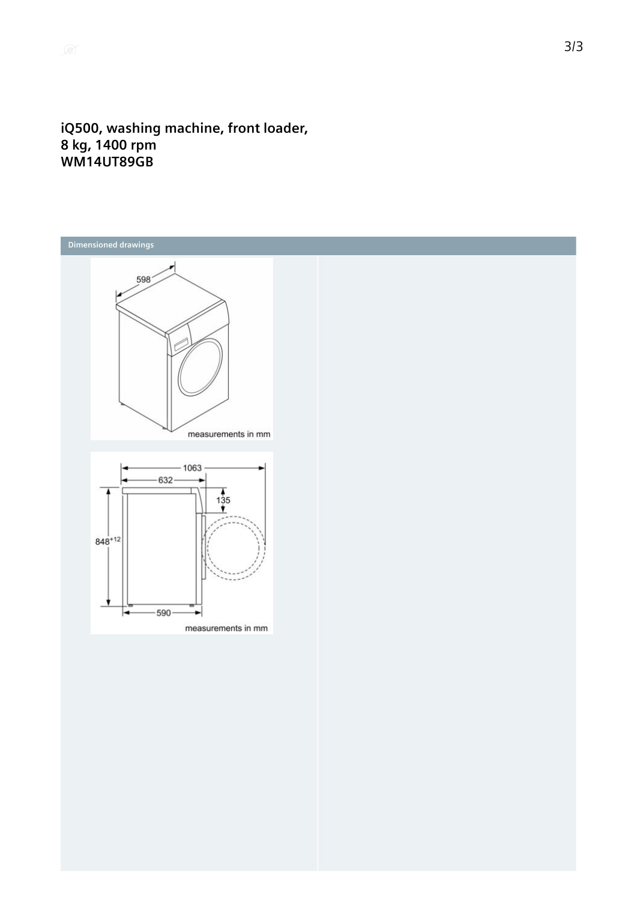# iQ500, washing machine, front loader, 8 kg, 1400 rpm
# WM14UT89GB

## Dimensioned drawings

598

measurements in mm

1063

632

135

848$^{+12}$

590

measurements in mm